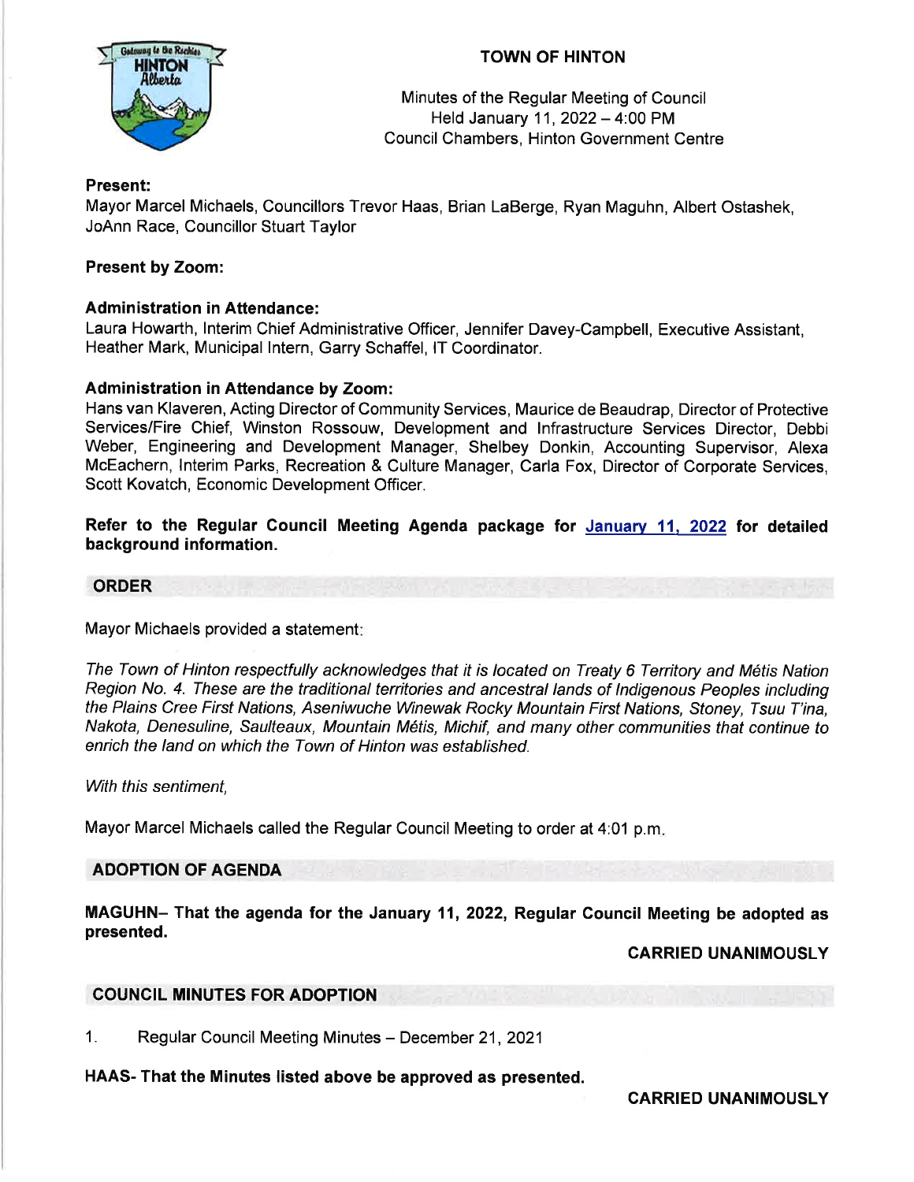# TOWN OF HINTON

Minutes of the Regular Meeting of Council
Held January 11, 2022 – 4:00 PM
Council Chambers, Hinton Government Centre

**Present:**
Mayor Marcel Michaels, Councillors Trevor Haas, Brian LaBerge, Ryan Maguhn, Albert Ostashek, JoAnn Race, Councillor Stuart Taylor

**Present by Zoom:**

**Administration in Attendance:**
Laura Howarth, Interim Chief Administrative Officer, Jennifer Davey-Campbell, Executive Assistant, Heather Mark, Municipal Intern, Garry Schaffel, IT Coordinator.

**Administration in Attendance by Zoom:**
Hans van Klaveren, Acting Director of Community Services, Maurice de Beaudrap, Director of Protective Services/Fire Chief, Winston Rossouw, Development and Infrastructure Services Director, Debbi Weber, Engineering and Development Manager, Shelbey Donkin, Accounting Supervisor, Alexa McEachern, Interim Parks, Recreation & Culture Manager, Carla Fox, Director of Corporate Services, Scott Kovatch, Economic Development Officer.

**Refer to the Regular Council Meeting Agenda package for January 11, 2022 for detailed background information.**

## ORDER

Mayor Michaels provided a statement:

*The Town of Hinton respectfully acknowledges that it is located on Treaty 6 Territory and Métis Nation Region No. 4. These are the traditional territories and ancestral lands of Indigenous Peoples including the Plains Cree First Nations, Aseniwuche Winewak Rocky Mountain First Nations, Stoney, Tsuu T'ina, Nakota, Denesuline, Saulteaux, Mountain Métis, Michif, and many other communities that continue to enrich the land on which the Town of Hinton was established.*

*With this sentiment,*

Mayor Marcel Michaels called the Regular Council Meeting to order at 4:01 p.m.

## ADOPTION OF AGENDA

**MAGUHN– That the agenda for the January 11, 2022, Regular Council Meeting be adopted as presented.**

**CARRIED UNANIMOUSLY**

## COUNCIL MINUTES FOR ADOPTION

1. Regular Council Meeting Minutes – December 21, 2021

**HAAS- That the Minutes listed above be approved as presented.**

**CARRIED UNANIMOUSLY**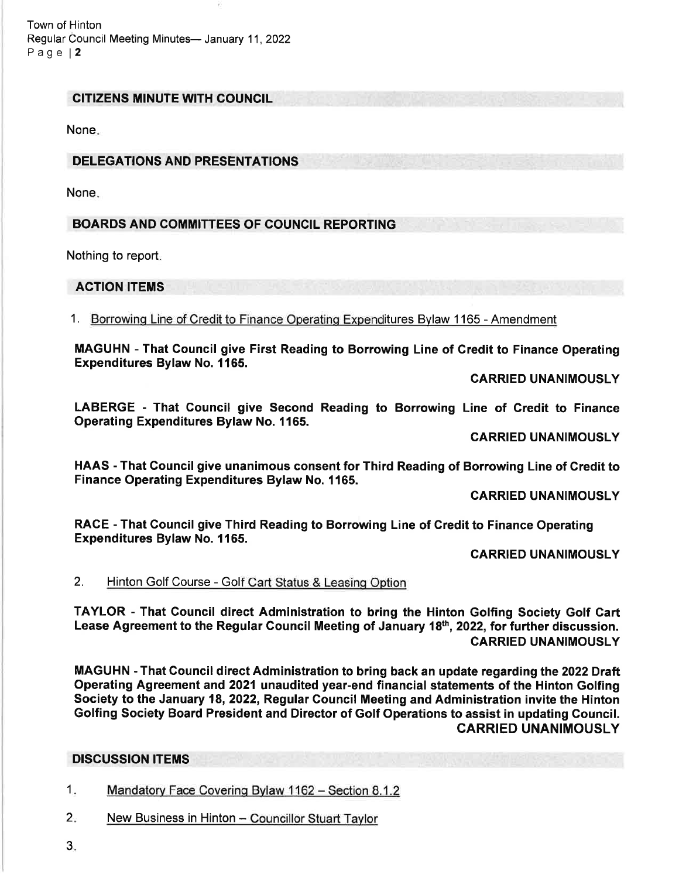## CITIZENS MINUTE WITH COUNCIL

None.

## DELEGATIONS AND PRESENTATIONS

None.

## BOARDS AND COMMITTEES OF COUNCIL REPORTING

Nothing to report.

## ACTION ITEMS

1. Borrowing Line of Credit to Finance Operating Expenditures Bylaw 1165 - Amendment

**MAGUHN - That Council give First Reading to Borrowing Line of Credit to Finance Operating Expenditures Bylaw No. 1165.**

**CARRIED UNANIMOUSLY**

**LABERGE - That Council give Second Reading to Borrowing Line of Credit to Finance Operating Expenditures Bylaw No. 1165.**

**CARRIED UNANIMOUSLY**

**HAAS - That Council give unanimous consent for Third Reading of Borrowing Line of Credit to Finance Operating Expenditures Bylaw No. 1165.**

**CARRIED UNANIMOUSLY**

**RACE - That Council give Third Reading to Borrowing Line of Credit to Finance Operating Expenditures Bylaw No. 1165.**

**CARRIED UNANIMOUSLY**

2. Hinton Golf Course - Golf Cart Status & Leasing Option

**TAYLOR - That Council direct Administration to bring the Hinton Golfing Society Golf Cart Lease Agreement to the Regular Council Meeting of January 18th, 2022, for further discussion.**

**CARRIED UNANIMOUSLY**

**MAGUHN - That Council direct Administration to bring back an update regarding the 2022 Draft Operating Agreement and 2021 unaudited year-end financial statements of the Hinton Golfing Society to the January 18, 2022, Regular Council Meeting and Administration invite the Hinton Golfing Society Board President and Director of Golf Operations to assist in updating Council.**

**CARRIED UNANIMOUSLY**

## DISCUSSION ITEMS

1. Mandatory Face Covering Bylaw 1162 – Section 8.1.2
2. New Business in Hinton – Councillor Stuart Taylor
3.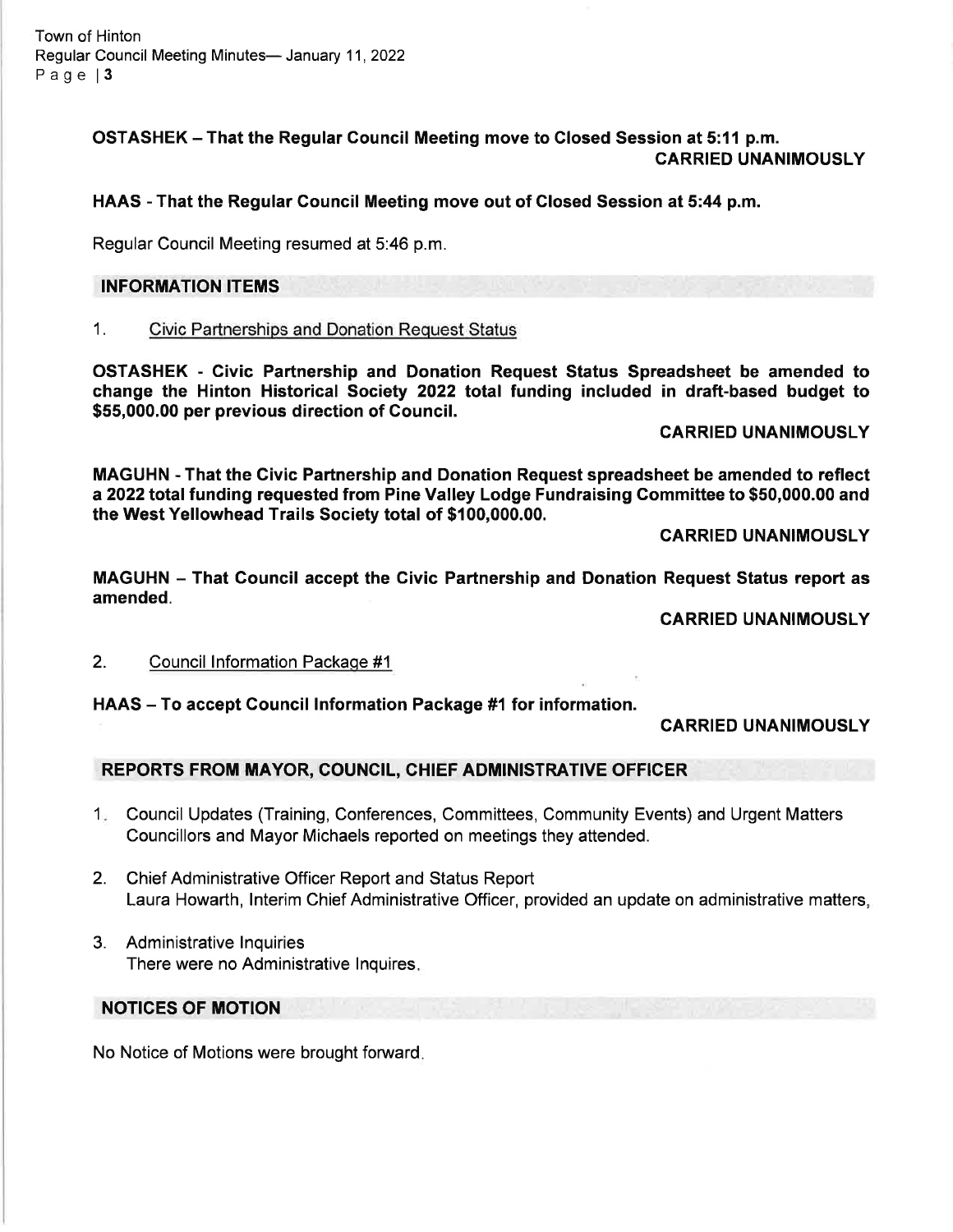**OSTASHEK – That the Regular Council Meeting move to Closed Session at 5:11 p.m.**
**CARRIED UNANIMOUSLY**

**HAAS - That the Regular Council Meeting move out of Closed Session at 5:44 p.m.**

Regular Council Meeting resumed at 5:46 p.m.

## INFORMATION ITEMS

1. Civic Partnerships and Donation Request Status

**OSTASHEK - Civic Partnership and Donation Request Status Spreadsheet be amended to change the Hinton Historical Society 2022 total funding included in draft-based budget to $55,000.00 per previous direction of Council.**

**CARRIED UNANIMOUSLY**

**MAGUHN - That the Civic Partnership and Donation Request spreadsheet be amended to reflect a 2022 total funding requested from Pine Valley Lodge Fundraising Committee to $50,000.00 and the West Yellowhead Trails Society total of $100,000.00.**

**CARRIED UNANIMOUSLY**

**MAGUHN – That Council accept the Civic Partnership and Donation Request Status report as amended.**

**CARRIED UNANIMOUSLY**

2. Council Information Package #1

**HAAS – To accept Council Information Package #1 for information.**

**CARRIED UNANIMOUSLY**

## REPORTS FROM MAYOR, COUNCIL, CHIEF ADMINISTRATIVE OFFICER

1. Council Updates (Training, Conferences, Committees, Community Events) and Urgent Matters
   Councillors and Mayor Michaels reported on meetings they attended.

2. Chief Administrative Officer Report and Status Report
   Laura Howarth, Interim Chief Administrative Officer, provided an update on administrative matters,

3. Administrative Inquiries
   There were no Administrative Inquires.

## NOTICES OF MOTION

No Notice of Motions were brought forward.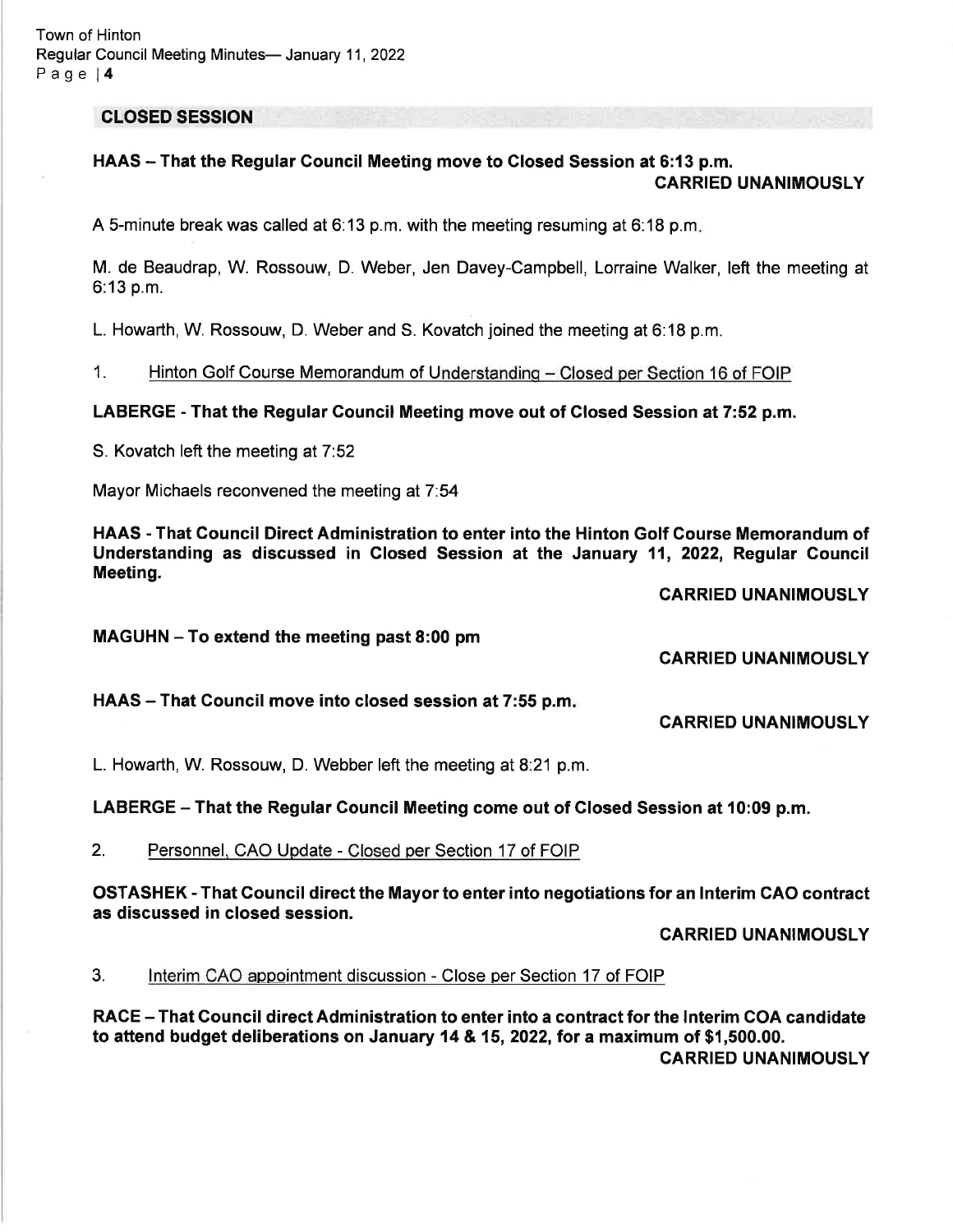## CLOSED SESSION

**HAAS – That the Regular Council Meeting move to Closed Session at 6:13 p.m.**
**CARRIED UNANIMOUSLY**

A 5-minute break was called at 6:13 p.m. with the meeting resuming at 6:18 p.m.

M. de Beaudrap, W. Rossouw, D. Weber, Jen Davey-Campbell, Lorraine Walker, left the meeting at 6:13 p.m.

L. Howarth, W. Rossouw, D. Weber and S. Kovatch joined the meeting at 6:18 p.m.

1. Hinton Golf Course Memorandum of Understanding – Closed per Section 16 of FOIP

**LABERGE - That the Regular Council Meeting move out of Closed Session at 7:52 p.m.**

S. Kovatch left the meeting at 7:52

Mayor Michaels reconvened the meeting at 7:54

**HAAS - That Council Direct Administration to enter into the Hinton Golf Course Memorandum of Understanding as discussed in Closed Session at the January 11, 2022, Regular Council Meeting.**

**CARRIED UNANIMOUSLY**

**MAGUHN – To extend the meeting past 8:00 pm**

**CARRIED UNANIMOUSLY**

**HAAS – That Council move into closed session at 7:55 p.m.**

**CARRIED UNANIMOUSLY**

L. Howarth, W. Rossouw, D. Webber left the meeting at 8:21 p.m.

**LABERGE – That the Regular Council Meeting come out of Closed Session at 10:09 p.m.**

2. Personnel, CAO Update - Closed per Section 17 of FOIP

**OSTASHEK - That Council direct the Mayor to enter into negotiations for an Interim CAO contract as discussed in closed session.**

**CARRIED UNANIMOUSLY**

3. Interim CAO appointment discussion - Close per Section 17 of FOIP

**RACE – That Council direct Administration to enter into a contract for the Interim COA candidate to attend budget deliberations on January 14 & 15, 2022, for a maximum of $1,500.00.**
**CARRIED UNANIMOUSLY**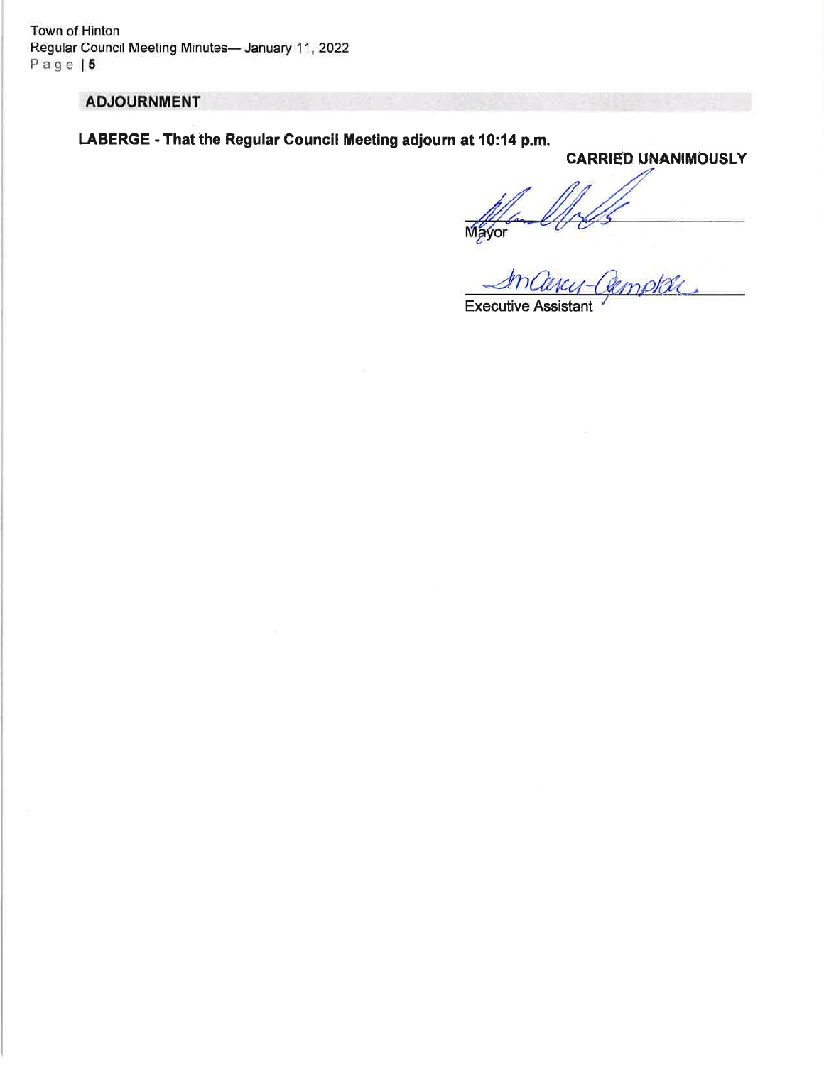## ADJOURNMENT

**LABERGE - That the Regular Council Meeting adjourn at 10:14 p.m.**

**CARRIED UNANIMOUSLY**

Mayor

Executive Assistant